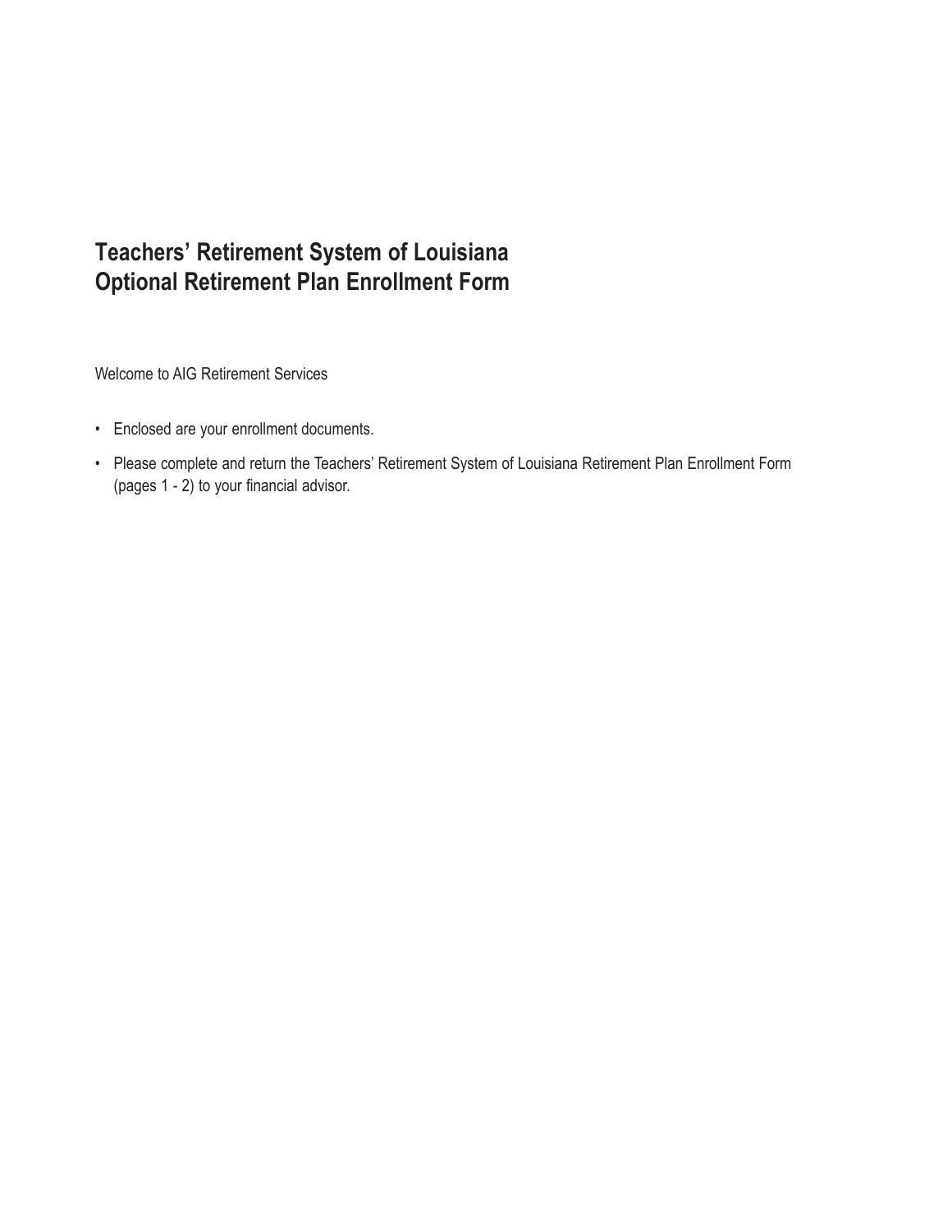# Teachers' Retirement System of Louisiana
# Optional Retirement Plan Enrollment Form

Welcome to AIG Retirement Services

- Enclosed are your enrollment documents.
- Please complete and return the Teachers' Retirement System of Louisiana Retirement Plan Enrollment Form (pages 1 - 2) to your financial advisor.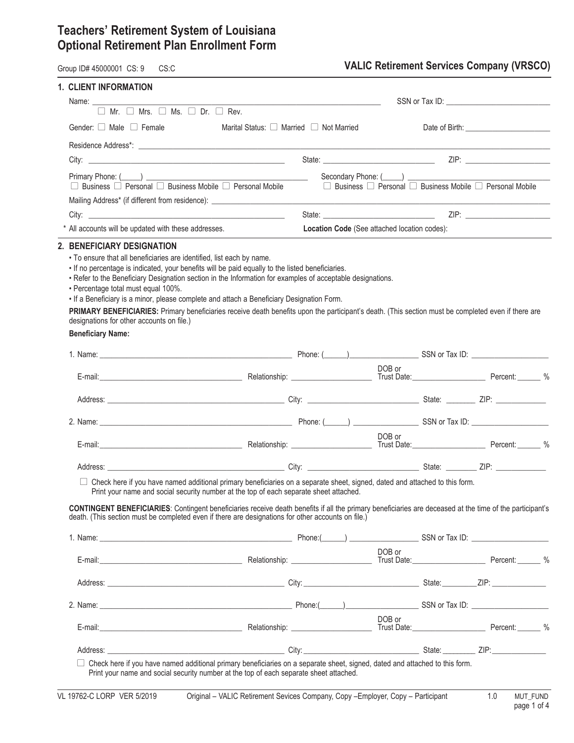# Teachers' Retirement System of Louisiana
# Optional Retirement Plan Enrollment Form

Group ID# 45000001 CS: 9 CS:C

**VALIC Retirement Services Company (VRSCO)**

## 1. CLIENT INFORMATION

Name: ______________________________ SSN or Tax ID: ______________________

☐ Mr. ☐ Mrs. ☐ Ms. ☐ Dr. ☐ Rev.

Gender: ☐ Male ☐ Female Marital Status: ☐ Married ☐ Not Married Date of Birth: ______________________

Residence Address*: ______________________________

City: ______________________ State: ______________________ ZIP: ______________________

Primary Phone: (_____) ______________________ Secondary Phone: (_____) ______________________

☐ Business ☐ Personal ☐ Business Mobile ☐ Personal Mobile ☐ Business ☐ Personal ☐ Business Mobile ☐ Personal Mobile

Mailing Address* (if different from residence): ______________________________

City: ______________________ State: ______________________ ZIP: ______________________

\* All accounts will be updated with these addresses. **Location Code** (See attached location codes):

## 2. BENEFICIARY DESIGNATION

- To ensure that all beneficiaries are identified, list each by name.
- If no percentage is indicated, your benefits will be paid equally to the listed beneficiaries.
- Refer to the Beneficiary Designation section in the Information for examples of acceptable designations.
- Percentage total must equal 100%.
- If a Beneficiary is a minor, please complete and attach a Beneficiary Designation Form.

**PRIMARY BENEFICIARIES:** Primary beneficiaries receive death benefits upon the participant's death. (This section must be completed even if there are designations for other accounts on file.)

**Beneficiary Name:**

1. Name: ______________________ Phone: (______)______________ SSN or Tax ID: ______________

   E-mail: ______________________ Relationship: ______________ DOB or Trust Date: ______________ Percent: ______ %

   Address: ______________________ City: ______________ State: ________ ZIP: ______________

2. Name: ______________________ Phone: (______)______________ SSN or Tax ID: ______________

   E-mail: ______________________ Relationship: ______________ DOB or Trust Date: ______________ Percent: ______ %

   Address: ______________________ City: ______________ State: ________ ZIP: ______________

☐ Check here if you have named additional primary beneficiaries on a separate sheet, signed, dated and attached to this form. Print your name and social security number at the top of each separate sheet attached.

**CONTINGENT BENEFICIARIES**: Contingent beneficiaries receive death benefits if all the primary beneficiaries are deceased at the time of the participant's death. (This section must be completed even if there are designations for other accounts on file.)

1. Name: ______________________ Phone:(______)______________ SSN or Tax ID: ______________

   E-mail: ______________________ Relationship: ______________ DOB or Trust Date: ______________ Percent: ______ %

   Address: ______________________ City: ______________ State: ________ ZIP: ______________

2. Name: ______________________ Phone:(______)______________ SSN or Tax ID: ______________

   E-mail: ______________________ Relationship: ______________ DOB or Trust Date: ______________ Percent: ______ %

   Address: ______________________ City: ______________ State: ________ ZIP: ______________

☐ Check here if you have named additional primary beneficiaries on a separate sheet, signed, dated and attached to this form. Print your name and social security number at the top of each separate sheet attached.

VL 19762-C LORP VER 5/2019 Original – VALIC Retirement Sevices Company, Copy –Employer, Copy – Participant 1.0 MUT_FUND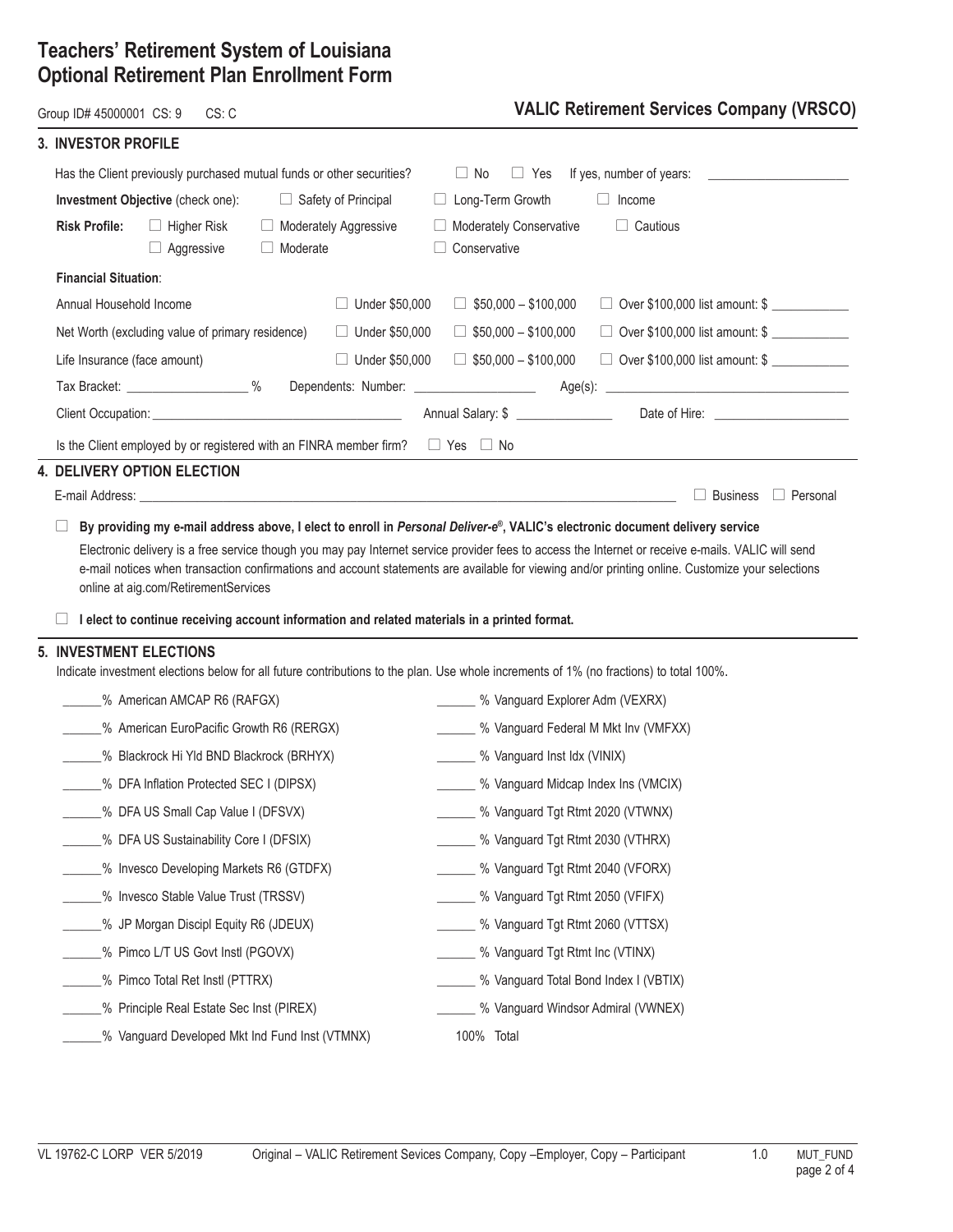# Teachers' Retirement System of Louisiana
# Optional Retirement Plan Enrollment Form

Group ID# 45000001 CS: 9 CS: C

**VALIC Retirement Services Company (VRSCO)**

## 3. INVESTOR PROFILE

Has the Client previously purchased mutual funds or other securities? ☐ No ☐ Yes If yes, number of years: ____________________

**Investment Objective** (check one): ☐ Safety of Principal ☐ Long-Term Growth ☐ Income

**Risk Profile:** ☐ Higher Risk ☐ Moderately Aggressive ☐ Moderately Conservative ☐ Cautious
☐ Aggressive ☐ Moderate ☐ Conservative

**Financial Situation**:

| | | | |
|---|---|---|---|
| Annual Household Income | ☐ Under $50,000 | ☐ $50,000 – $100,000 | ☐ Over $100,000 list amount: $ ___________ |
| Net Worth (excluding value of primary residence) | ☐ Under $50,000 | ☐ $50,000 – $100,000 | ☐ Over $100,000 list amount: $ ___________ |
| Life Insurance (face amount) | ☐ Under $50,000 | ☐ $50,000 – $100,000 | ☐ Over $100,000 list amount: $ ___________ |

Tax Bracket: __________________ % Dependents: Number: __________________ Age(s): ________________________________

Client Occupation: ________________________________________ Annual Salary: $ ______________ Date of Hire: ____________________

Is the Client employed by or registered with an FINRA member firm? ☐ Yes ☐ No

## 4. DELIVERY OPTION ELECTION

E-mail Address: ______________________________________________________________________________ ☐ Business ☐ Personal

☐ **By providing my e-mail address above, I elect to enroll in *Personal Deliver-e*®, VALIC's electronic document delivery service**

Electronic delivery is a free service though you may pay Internet service provider fees to access the Internet or receive e-mails. VALIC will send e-mail notices when transaction confirmations and account statements are available for viewing and/or printing online. Customize your selections online at aig.com/RetirementServices

☐ **I elect to continue receiving account information and related materials in a printed format.**

## 5. INVESTMENT ELECTIONS

Indicate investment elections below for all future contributions to the plan. Use whole increments of 1% (no fractions) to total 100%.

| | |
|---|---|
| ______% American AMCAP R6 (RAFGX) | ______ % Vanguard Explorer Adm (VEXRX) |
| ______% American EuroPacific Growth R6 (RERGX) | ______ % Vanguard Federal M Mkt Inv (VMFXX) |
| ______% Blackrock Hi Yld BND Blackrock (BRHYX) | ______ % Vanguard Inst Idx (VINIX) |
| ______% DFA Inflation Protected SEC I (DIPSX) | ______ % Vanguard Midcap Index Ins (VMCIX) |
| ______% DFA US Small Cap Value I (DFSVX) | ______ % Vanguard Tgt Rtmt 2020 (VTWNX) |
| ______% DFA US Sustainability Core I (DFSIX) | ______ % Vanguard Tgt Rtmt 2030 (VTHRX) |
| ______% Invesco Developing Markets R6 (GTDFX) | ______ % Vanguard Tgt Rtmt 2040 (VFORX) |
| ______% Invesco Stable Value Trust (TRSSV) | ______ % Vanguard Tgt Rtmt 2050 (VFIFX) |
| ______% JP Morgan Discipl Equity R6 (JDEUX) | ______ % Vanguard Tgt Rtmt 2060 (VTTSX) |
| ______% Pimco L/T US Govt Instl (PGOVX) | ______ % Vanguard Tgt Rtmt Inc (VTINX) |
| ______% Pimco Total Ret Instl (PTTRX) | ______ % Vanguard Total Bond Index I (VBTIX) |
| ______% Principle Real Estate Sec Inst (PIREX) | ______ % Vanguard Windsor Admiral (VWNEX) |
| ______% Vanguard Developed Mkt Ind Fund Inst (VTMNX) | 100% Total |

VL 19762-C LORP VER 5/2019 Original – VALIC Retirement Sevices Company, Copy –Employer, Copy – Participant 1.0 MUT_FUND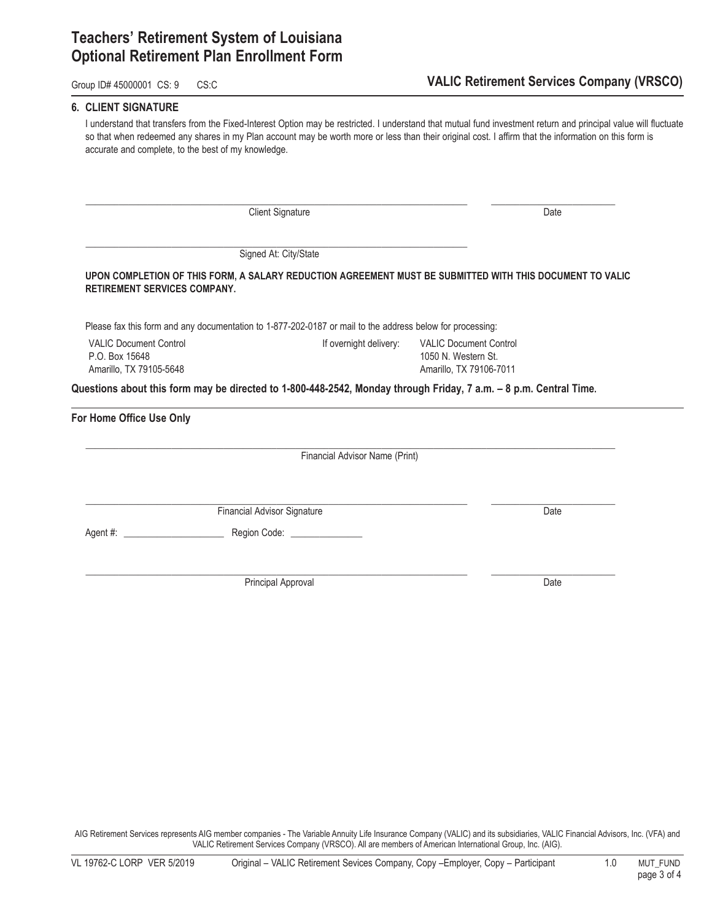# Teachers' Retirement System of Louisiana
# Optional Retirement Plan Enrollment Form

Group ID# 45000001 CS: 9 CS:C

**VALIC Retirement Services Company (VRSCO)**

## 6. CLIENT SIGNATURE

I understand that transfers from the Fixed-Interest Option may be restricted. I understand that mutual fund investment return and principal value will fluctuate so that when redeemed any shares in my Plan account may be worth more or less than their original cost. I affirm that the information on this form is accurate and complete, to the best of my knowledge.

\_\_\_\_\_\_\_\_\_\_\_\_\_\_\_\_\_\_\_\_\_\_\_\_\_\_\_\_\_\_\_\_\_\_\_\_\_\_\_\_ \_\_\_\_\_\_\_\_\_\_\_\_\_\_\_\_\_\_\_\_
Client Signature Date

\_\_\_\_\_\_\_\_\_\_\_\_\_\_\_\_\_\_\_\_\_\_\_\_\_\_\_\_\_\_\_\_\_\_\_\_\_\_\_\_
Signed At: City/State

**UPON COMPLETION OF THIS FORM, A SALARY REDUCTION AGREEMENT MUST BE SUBMITTED WITH THIS DOCUMENT TO VALIC RETIREMENT SERVICES COMPANY.**

Please fax this form and any documentation to 1-877-202-0187 or mail to the address below for processing:

VALIC Document Control
P.O. Box 15648
Amarillo, TX 79105-5648

If overnight delivery:
VALIC Document Control
1050 N. Western St.
Amarillo, TX 79106-7011

**Questions about this form may be directed to 1-800-448-2542, Monday through Friday, 7 a.m. – 8 p.m. Central Time.**

**For Home Office Use Only**

\_\_\_\_\_\_\_\_\_\_\_\_\_\_\_\_\_\_\_\_\_\_\_\_\_\_\_\_\_\_\_\_\_\_\_\_\_\_\_\_\_\_\_\_\_\_\_\_
Financial Advisor Name (Print)

\_\_\_\_\_\_\_\_\_\_\_\_\_\_\_\_\_\_\_\_\_\_\_\_\_\_\_\_\_\_\_\_\_\_\_\_\_\_\_\_ \_\_\_\_\_\_\_\_\_\_\_\_\_\_\_\_\_\_\_\_
Financial Advisor Signature Date

Agent #: \_\_\_\_\_\_\_\_\_\_\_\_\_\_\_\_\_\_ Region Code: \_\_\_\_\_\_\_\_\_\_\_\_\_\_

\_\_\_\_\_\_\_\_\_\_\_\_\_\_\_\_\_\_\_\_\_\_\_\_\_\_\_\_\_\_\_\_\_\_\_\_\_\_\_\_ \_\_\_\_\_\_\_\_\_\_\_\_\_\_\_\_\_\_\_\_
Principal Approval Date

AIG Retirement Services represents AIG member companies - The Variable Annuity Life Insurance Company (VALIC) and its subsidiaries, VALIC Financial Advisors, Inc. (VFA) and VALIC Retirement Services Company (VRSCO). All are members of American International Group, Inc. (AIG).

VL 19762-C LORP VER 5/2019 Original – VALIC Retirement Sevices Company, Copy –Employer, Copy – Participant 1.0 MUT_FUND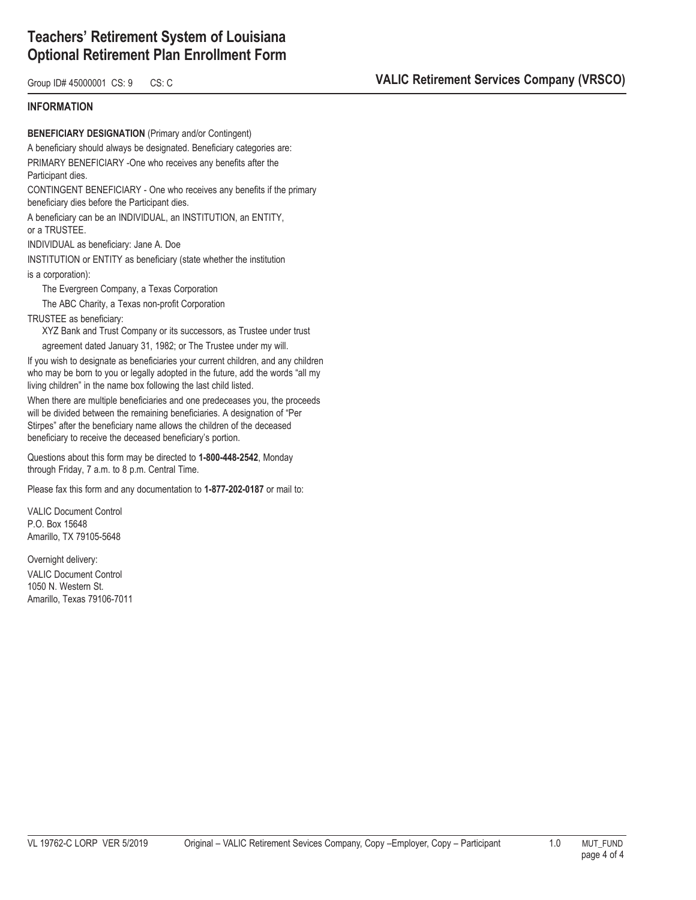# Teachers' Retirement System of Louisiana
# Optional Retirement Plan Enrollment Form

Group ID# 45000001 CS: 9 CS: C

**VALIC Retirement Services Company (VRSCO)**

## INFORMATION

**BENEFICIARY DESIGNATION** (Primary and/or Contingent)

A beneficiary should always be designated. Beneficiary categories are:

PRIMARY BENEFICIARY -One who receives any benefits after the Participant dies.

CONTINGENT BENEFICIARY - One who receives any benefits if the primary beneficiary dies before the Participant dies.

A beneficiary can be an INDIVIDUAL, an INSTITUTION, an ENTITY, or a TRUSTEE.

INDIVIDUAL as beneficiary: Jane A. Doe

INSTITUTION or ENTITY as beneficiary (state whether the institution is a corporation):

The Evergreen Company, a Texas Corporation

The ABC Charity, a Texas non-profit Corporation

TRUSTEE as beneficiary:

XYZ Bank and Trust Company or its successors, as Trustee under trust agreement dated January 31, 1982; or The Trustee under my will.

If you wish to designate as beneficiaries your current children, and any children who may be born to you or legally adopted in the future, add the words "all my living children" in the name box following the last child listed.

When there are multiple beneficiaries and one predeceases you, the proceeds will be divided between the remaining beneficiaries. A designation of "Per Stirpes" after the beneficiary name allows the children of the deceased beneficiary to receive the deceased beneficiary's portion.

Questions about this form may be directed to **1-800-448-2542**, Monday through Friday, 7 a.m. to 8 p.m. Central Time.

Please fax this form and any documentation to **1-877-202-0187** or mail to:

VALIC Document Control
P.O. Box 15648
Amarillo, TX 79105-5648

Overnight delivery:
VALIC Document Control
1050 N. Western St.
Amarillo, Texas 79106-7011

VL 19762-C LORP VER 5/2019 Original – VALIC Retirement Sevices Company, Copy –Employer, Copy – Participant 1.0 MUT_FUND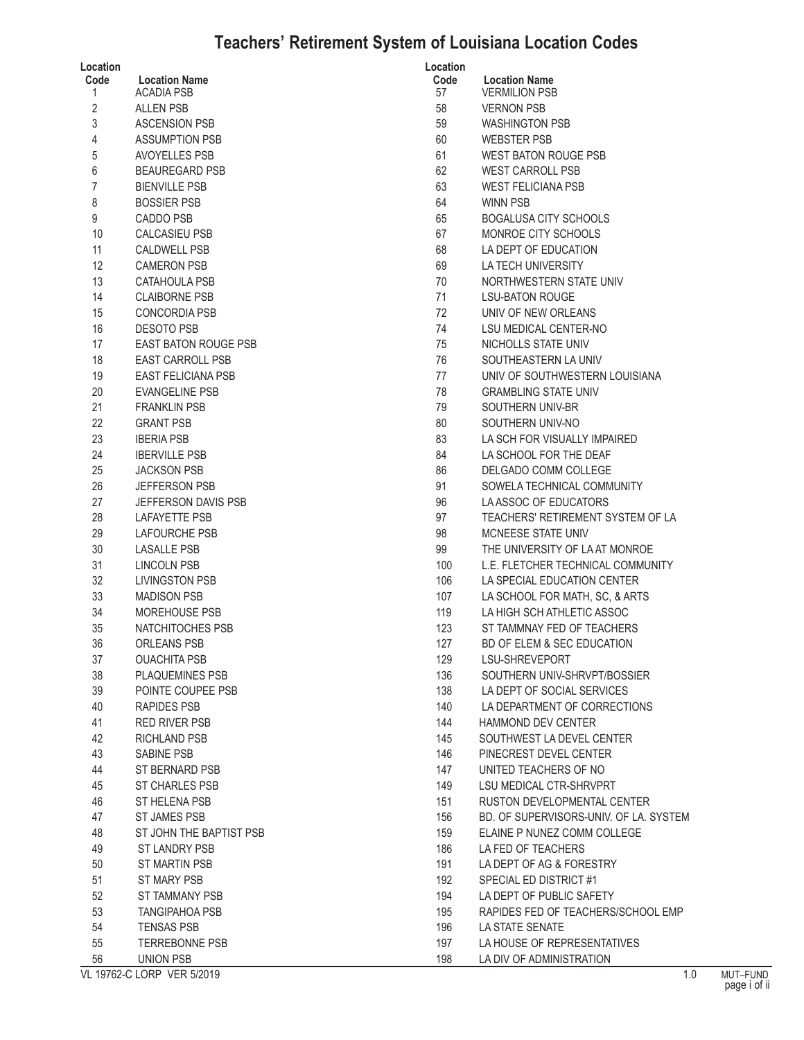# Teachers' Retirement System of Louisiana Location Codes

| Location Code | Location Name |
|---|---|
| 1 | ACADIA PSB |
| 2 | ALLEN PSB |
| 3 | ASCENSION PSB |
| 4 | ASSUMPTION PSB |
| 5 | AVOYELLES PSB |
| 6 | BEAUREGARD PSB |
| 7 | BIENVILLE PSB |
| 8 | BOSSIER PSB |
| 9 | CADDO PSB |
| 10 | CALCASIEU PSB |
| 11 | CALDWELL PSB |
| 12 | CAMERON PSB |
| 13 | CATAHOULA PSB |
| 14 | CLAIBORNE PSB |
| 15 | CONCORDIA PSB |
| 16 | DESOTO PSB |
| 17 | EAST BATON ROUGE PSB |
| 18 | EAST CARROLL PSB |
| 19 | EAST FELICIANA PSB |
| 20 | EVANGELINE PSB |
| 21 | FRANKLIN PSB |
| 22 | GRANT PSB |
| 23 | IBERIA PSB |
| 24 | IBERVILLE PSB |
| 25 | JACKSON PSB |
| 26 | JEFFERSON PSB |
| 27 | JEFFERSON DAVIS PSB |
| 28 | LAFAYETTE PSB |
| 29 | LAFOURCHE PSB |
| 30 | LASALLE PSB |
| 31 | LINCOLN PSB |
| 32 | LIVINGSTON PSB |
| 33 | MADISON PSB |
| 34 | MOREHOUSE PSB |
| 35 | NATCHITOCHES PSB |
| 36 | ORLEANS PSB |
| 37 | OUACHITA PSB |
| 38 | PLAQUEMINES PSB |
| 39 | POINTE COUPEE PSB |
| 40 | RAPIDES PSB |
| 41 | RED RIVER PSB |
| 42 | RICHLAND PSB |
| 43 | SABINE PSB |
| 44 | ST BERNARD PSB |
| 45 | ST CHARLES PSB |
| 46 | ST HELENA PSB |
| 47 | ST JAMES PSB |
| 48 | ST JOHN THE BAPTIST PSB |
| 49 | ST LANDRY PSB |
| 50 | ST MARTIN PSB |
| 51 | ST MARY PSB |
| 52 | ST TAMMANY PSB |
| 53 | TANGIPAHOA PSB |
| 54 | TENSAS PSB |
| 55 | TERREBONNE PSB |
| 56 | UNION PSB |
| 57 | VERMILION PSB |
| 58 | VERNON PSB |
| 59 | WASHINGTON PSB |
| 60 | WEBSTER PSB |
| 61 | WEST BATON ROUGE PSB |
| 62 | WEST CARROLL PSB |
| 63 | WEST FELICIANA PSB |
| 64 | WINN PSB |
| 65 | BOGALUSA CITY SCHOOLS |
| 67 | MONROE CITY SCHOOLS |
| 68 | LA DEPT OF EDUCATION |
| 69 | LA TECH UNIVERSITY |
| 70 | NORTHWESTERN STATE UNIV |
| 71 | LSU-BATON ROUGE |
| 72 | UNIV OF NEW ORLEANS |
| 74 | LSU MEDICAL CENTER-NO |
| 75 | NICHOLLS STATE UNIV |
| 76 | SOUTHEASTERN LA UNIV |
| 77 | UNIV OF SOUTHWESTERN LOUISIANA |
| 78 | GRAMBLING STATE UNIV |
| 79 | SOUTHERN UNIV-BR |
| 80 | SOUTHERN UNIV-NO |
| 83 | LA SCH FOR VISUALLY IMPAIRED |
| 84 | LA SCHOOL FOR THE DEAF |
| 86 | DELGADO COMM COLLEGE |
| 91 | SOWELA TECHNICAL COMMUNITY |
| 96 | LA ASSOC OF EDUCATORS |
| 97 | TEACHERS' RETIREMENT SYSTEM OF LA |
| 98 | MCNEESE STATE UNIV |
| 99 | THE UNIVERSITY OF LA AT MONROE |
| 100 | L.E. FLETCHER TECHNICAL COMMUNITY |
| 106 | LA SPECIAL EDUCATION CENTER |
| 107 | LA SCHOOL FOR MATH, SC, & ARTS |
| 119 | LA HIGH SCH ATHLETIC ASSOC |
| 123 | ST TAMMNAY FED OF TEACHERS |
| 127 | BD OF ELEM & SEC EDUCATION |
| 129 | LSU-SHREVEPORT |
| 136 | SOUTHERN UNIV-SHRVPT/BOSSIER |
| 138 | LA DEPT OF SOCIAL SERVICES |
| 140 | LA DEPARTMENT OF CORRECTIONS |
| 144 | HAMMOND DEV CENTER |
| 145 | SOUTHWEST LA DEVEL CENTER |
| 146 | PINECREST DEVEL CENTER |
| 147 | UNITED TEACHERS OF NO |
| 149 | LSU MEDICAL CTR-SHRVPRT |
| 151 | RUSTON DEVELOPMENTAL CENTER |
| 156 | BD. OF SUPERVISORS-UNIV. OF LA. SYSTEM |
| 159 | ELAINE P NUNEZ COMM COLLEGE |
| 186 | LA FED OF TEACHERS |
| 191 | LA DEPT OF AG & FORESTRY |
| 192 | SPECIAL ED DISTRICT #1 |
| 194 | LA DEPT OF PUBLIC SAFETY |
| 195 | RAPIDES FED OF TEACHERS/SCHOOL EMP |
| 196 | LA STATE SENATE |
| 197 | LA HOUSE OF REPRESENTATIVES |
| 198 | LA DIV OF ADMINISTRATION |

VL 19762-C LORP VER 5/2019 1.0 MUT–FUND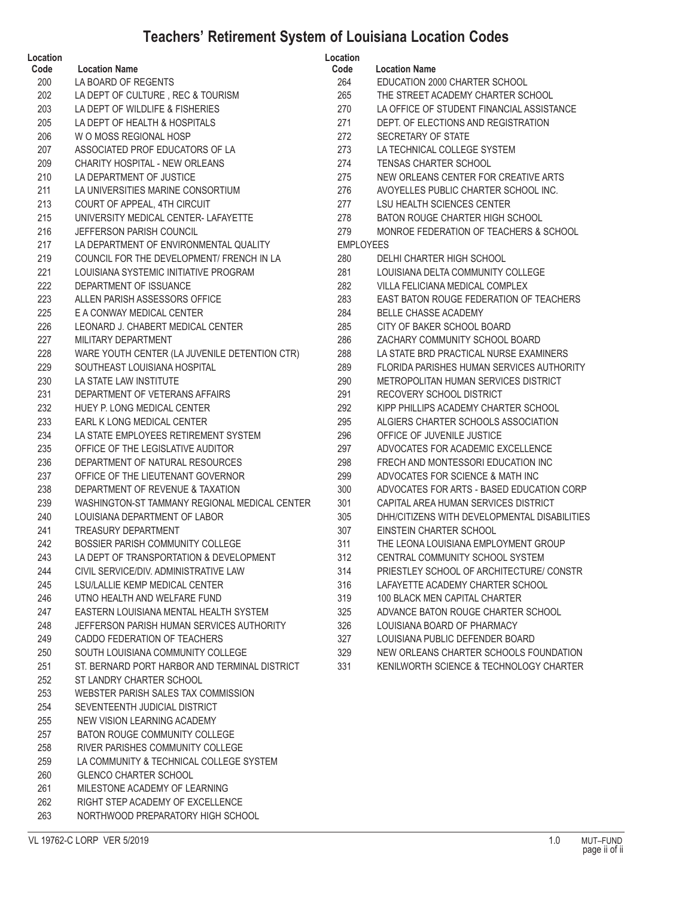# Teachers' Retirement System of Louisiana Location Codes

| Location Code | Location Name |
|---|---|
| 200 | LA BOARD OF REGENTS |
| 202 | LA DEPT OF CULTURE , REC & TOURISM |
| 203 | LA DEPT OF WILDLIFE & FISHERIES |
| 205 | LA DEPT OF HEALTH & HOSPITALS |
| 206 | W O MOSS REGIONAL HOSP |
| 207 | ASSOCIATED PROF EDUCATORS OF LA |
| 209 | CHARITY HOSPITAL - NEW ORLEANS |
| 210 | LA DEPARTMENT OF JUSTICE |
| 211 | LA UNIVERSITIES MARINE CONSORTIUM |
| 213 | COURT OF APPEAL, 4TH CIRCUIT |
| 215 | UNIVERSITY MEDICAL CENTER- LAFAYETTE |
| 216 | JEFFERSON PARISH COUNCIL |
| 217 | LA DEPARTMENT OF ENVIRONMENTAL QUALITY |
| 219 | COUNCIL FOR THE DEVELOPMENT/ FRENCH IN LA |
| 221 | LOUISIANA SYSTEMIC INITIATIVE PROGRAM |
| 222 | DEPARTMENT OF ISSUANCE |
| 223 | ALLEN PARISH ASSESSORS OFFICE |
| 225 | E A CONWAY MEDICAL CENTER |
| 226 | LEONARD J. CHABERT MEDICAL CENTER |
| 227 | MILITARY DEPARTMENT |
| 228 | WARE YOUTH CENTER (LA JUVENILE DETENTION CTR) |
| 229 | SOUTHEAST LOUISIANA HOSPITAL |
| 230 | LA STATE LAW INSTITUTE |
| 231 | DEPARTMENT OF VETERANS AFFAIRS |
| 232 | HUEY P. LONG MEDICAL CENTER |
| 233 | EARL K LONG MEDICAL CENTER |
| 234 | LA STATE EMPLOYEES RETIREMENT SYSTEM |
| 235 | OFFICE OF THE LEGISLATIVE AUDITOR |
| 236 | DEPARTMENT OF NATURAL RESOURCES |
| 237 | OFFICE OF THE LIEUTENANT GOVERNOR |
| 238 | DEPARTMENT OF REVENUE & TAXATION |
| 239 | WASHINGTON-ST TAMMANY REGIONAL MEDICAL CENTER |
| 240 | LOUISIANA DEPARTMENT OF LABOR |
| 241 | TREASURY DEPARTMENT |
| 242 | BOSSIER PARISH COMMUNITY COLLEGE |
| 243 | LA DEPT OF TRANSPORTATION & DEVELOPMENT |
| 244 | CIVIL SERVICE/DIV. ADMINISTRATIVE LAW |
| 245 | LSU/LALLIE KEMP MEDICAL CENTER |
| 246 | UTNO HEALTH AND WELFARE FUND |
| 247 | EASTERN LOUISIANA MENTAL HEALTH SYSTEM |
| 248 | JEFFERSON PARISH HUMAN SERVICES AUTHORITY |
| 249 | CADDO FEDERATION OF TEACHERS |
| 250 | SOUTH LOUISIANA COMMUNITY COLLEGE |
| 251 | ST. BERNARD PORT HARBOR AND TERMINAL DISTRICT |
| 252 | ST LANDRY CHARTER SCHOOL |
| 253 | WEBSTER PARISH SALES TAX COMMISSION |
| 254 | SEVENTEENTH JUDICIAL DISTRICT |
| 255 | NEW VISION LEARNING ACADEMY |
| 257 | BATON ROUGE COMMUNITY COLLEGE |
| 258 | RIVER PARISHES COMMUNITY COLLEGE |
| 259 | LA COMMUNITY & TECHNICAL COLLEGE SYSTEM |
| 260 | GLENCO CHARTER SCHOOL |
| 261 | MILESTONE ACADEMY OF LEARNING |
| 262 | RIGHT STEP ACADEMY OF EXCELLENCE |
| 263 | NORTHWOOD PREPARATORY HIGH SCHOOL |
| 264 | EDUCATION 2000 CHARTER SCHOOL |
| 265 | THE STREET ACADEMY CHARTER SCHOOL |
| 270 | LA OFFICE OF STUDENT FINANCIAL ASSISTANCE |
| 271 | DEPT. OF ELECTIONS AND REGISTRATION |
| 272 | SECRETARY OF STATE |
| 273 | LA TECHNICAL COLLEGE SYSTEM |
| 274 | TENSAS CHARTER SCHOOL |
| 275 | NEW ORLEANS CENTER FOR CREATIVE ARTS |
| 276 | AVOYELLES PUBLIC CHARTER SCHOOL INC. |
| 277 | LSU HEALTH SCIENCES CENTER |
| 278 | BATON ROUGE CHARTER HIGH SCHOOL |
| 279 | MONROE FEDERATION OF TEACHERS & SCHOOL EMPLOYEES |
| 280 | DELHI CHARTER HIGH SCHOOL |
| 281 | LOUISIANA DELTA COMMUNITY COLLEGE |
| 282 | VILLA FELICIANA MEDICAL COMPLEX |
| 283 | EAST BATON ROUGE FEDERATION OF TEACHERS |
| 284 | BELLE CHASSE ACADEMY |
| 285 | CITY OF BAKER SCHOOL BOARD |
| 286 | ZACHARY COMMUNITY SCHOOL BOARD |
| 288 | LA STATE BRD PRACTICAL NURSE EXAMINERS |
| 289 | FLORIDA PARISHES HUMAN SERVICES AUTHORITY |
| 290 | METROPOLITAN HUMAN SERVICES DISTRICT |
| 291 | RECOVERY SCHOOL DISTRICT |
| 292 | KIPP PHILLIPS ACADEMY CHARTER SCHOOL |
| 295 | ALGIERS CHARTER SCHOOLS ASSOCIATION |
| 296 | OFFICE OF JUVENILE JUSTICE |
| 297 | ADVOCATES FOR ACADEMIC EXCELLENCE |
| 298 | FRECH AND MONTESSORI EDUCATION INC |
| 299 | ADVOCATES FOR SCIENCE & MATH INC |
| 300 | ADVOCATES FOR ARTS - BASED EDUCATION CORP |
| 301 | CAPITAL AREA HUMAN SERVICES DISTRICT |
| 305 | DHH/CITIZENS WITH DEVELOPMENTAL DISABILITIES |
| 307 | EINSTEIN CHARTER SCHOOL |
| 311 | THE LEONA LOUISIANA EMPLOYMENT GROUP |
| 312 | CENTRAL COMMUNITY SCHOOL SYSTEM |
| 314 | PRIESTLEY SCHOOL OF ARCHITECTURE/ CONSTR |
| 316 | LAFAYETTE ACADEMY CHARTER SCHOOL |
| 319 | 100 BLACK MEN CAPITAL CHARTER |
| 325 | ADVANCE BATON ROUGE CHARTER SCHOOL |
| 326 | LOUISIANA BOARD OF PHARMACY |
| 327 | LOUISIANA PUBLIC DEFENDER BOARD |
| 329 | NEW ORLEANS CHARTER SCHOOLS FOUNDATION |
| 331 | KENILWORTH SCIENCE & TECHNOLOGY CHARTER |

VL 19762-C LORP VER 5/2019